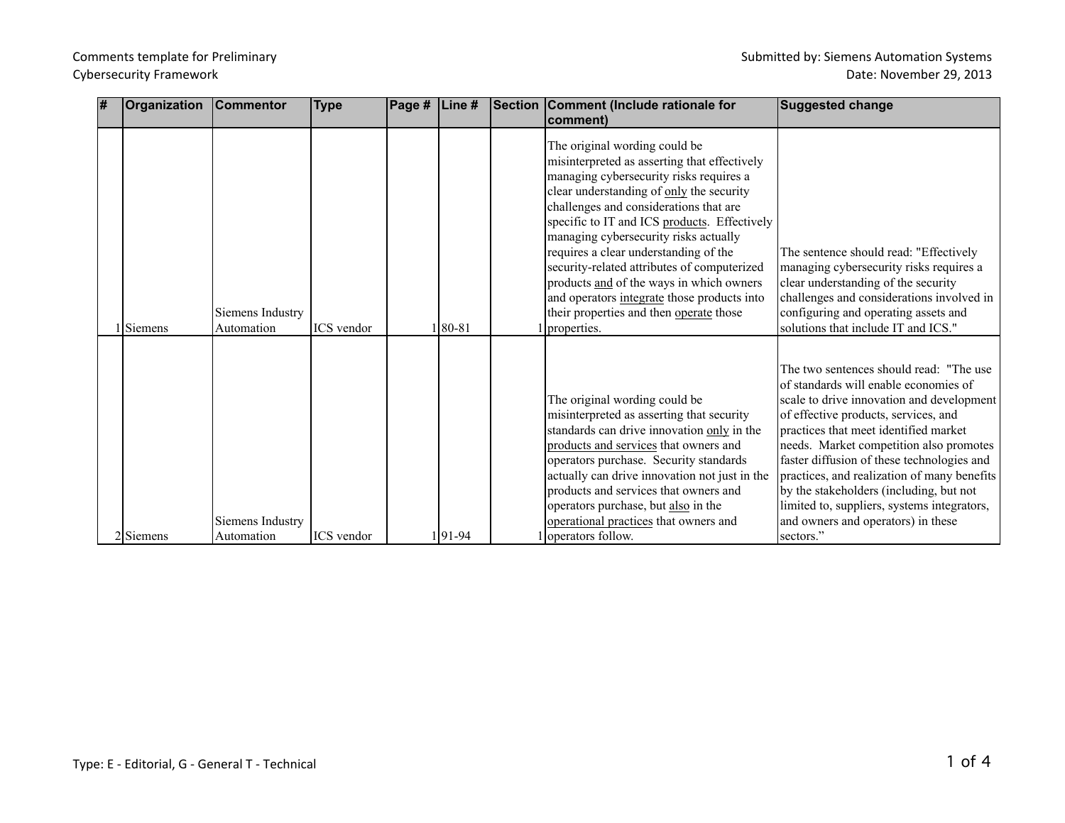Comments template for Preliminary Cybersecurity Framework

Submitted by: Siemens Automation Systems
Date: November 29, 2013

| # | Organization | Commentor | Type | Page # | Line # | Section | Comment (Include rationale for comment) | Suggested change |
|---|---|---|---|---|---|---|---|---|
| 1 | Siemens | Siemens Industry Automation | ICS vendor | 1 | 80-81 | 1 | The original wording could be misinterpreted as asserting that effectively managing cybersecurity risks requires a clear understanding of <u>only</u> the security challenges and considerations that are specific to IT and ICS <u>products</u>. Effectively managing cybersecurity risks actually requires a clear understanding of the security-related attributes of computerized products <u>and</u> of the ways in which owners and operators <u>integrate</u> those products into their properties and then <u>operate</u> those properties. | The sentence should read: "Effectively managing cybersecurity risks requires a clear understanding of the security challenges and considerations involved in configuring and operating assets and solutions that include IT and ICS." |
| 2 | Siemens | Siemens Industry Automation | ICS vendor | 1 | 91-94 | 1 | The original wording could be misinterpreted as asserting that security standards can drive innovation <u>only</u> in the <u>products and services</u> that owners and operators purchase. Security standards actually can drive innovation not just in the products and services that owners and operators purchase, but <u>also</u> in the <u>operational practices</u> that owners and operators follow. | The two sentences should read: "The use of standards will enable economies of scale to drive innovation and development of effective products, services, and practices that meet identified market needs. Market competition also promotes faster diffusion of these technologies and practices, and realization of many benefits by the stakeholders (including, but not limited to, suppliers, systems integrators, and owners and operators) in these sectors." |

Type: E - Editorial, G - General T - Technical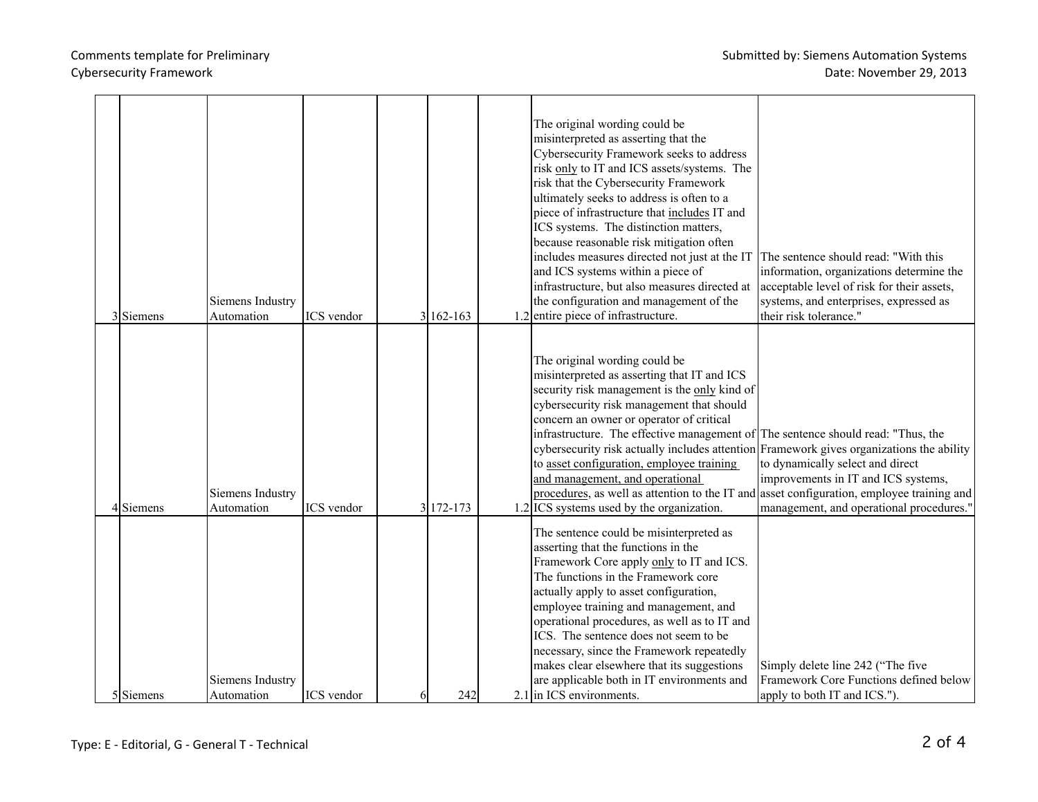Comments template for Preliminary Cybersecurity Framework

Submitted by: Siemens Automation Systems
Date: November 29, 2013

| | | | | | | | | | |
|---|---|---|---|---|---|---|---|---|---|
| 3 | Siemens | Siemens Industry Automation | ICS vendor | | 3 | 162-163 | 1.2 | The original wording could be misinterpreted as asserting that the Cybersecurity Framework seeks to address risk <u>only</u> to IT and ICS assets/systems. The risk that the Cybersecurity Framework ultimately seeks to address is often to a piece of infrastructure that <u>includes</u> IT and ICS systems. The distinction matters, because reasonable risk mitigation often includes measures directed not just at the IT and ICS systems within a piece of infrastructure, but also measures directed at the configuration and management of the entire piece of infrastructure. | The sentence should read: "With this information, organizations determine the acceptable level of risk for their assets, systems, and enterprises, expressed as their risk tolerance." |
| 4 | Siemens | Siemens Industry Automation | ICS vendor | | 3 | 172-173 | 1.2 | The original wording could be misinterpreted as asserting that IT and ICS security risk management is the <u>only</u> kind of cybersecurity risk management that should concern an owner or operator of critical infrastructure. The effective management of cybersecurity risk actually includes attention to <u>asset configuration, employee training and management, and operational procedures</u>, as well as attention to the IT and ICS systems used by the organization. | The sentence should read: "Thus, the Framework gives organizations the ability to dynamically select and direct improvements in IT and ICS systems, asset configuration, employee training and management, and operational procedures." |
| 5 | Siemens | Siemens Industry Automation | ICS vendor | | 6 | 242 | 2.1 | The sentence could be misinterpreted as asserting that the functions in the Framework Core apply <u>only</u> to IT and ICS. The functions in the Framework core actually apply to asset configuration, employee training and management, and operational procedures, as well as to IT and ICS. The sentence does not seem to be necessary, since the Framework repeatedly makes clear elsewhere that its suggestions are applicable both in IT environments and in ICS environments. | Simply delete line 242 ("The five Framework Core Functions defined below apply to both IT and ICS."). |

Type: E - Editorial, G - General T - Technical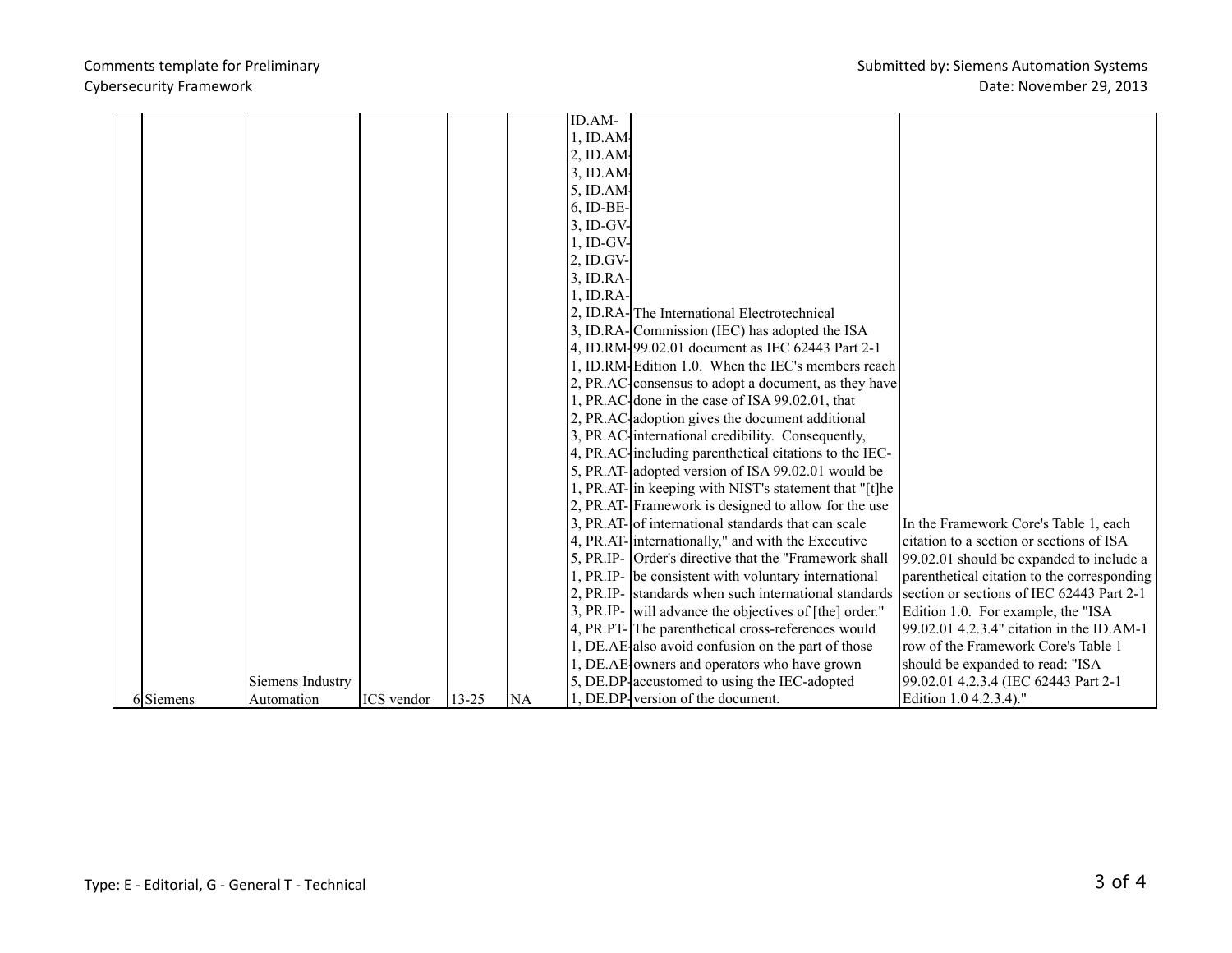| | | | | | | | | |
|---|---|---|---|---|---|---|---|---|
| 6 | Siemens | Siemens Industry Automation | ICS vendor | 13-25 | NA | ID.AM-1, ID.AM-2, ID.AM-3, ID.AM-5, ID.AM-6, ID-BE-3, ID-GV-1, ID-GV-2, ID.GV-3, ID.RA-1, ID.RA-2, ID.RA-3, ID.RA-4, ID.RM-1, ID.RM-2, PR.AC-1, PR.AC-2, PR.AC-3, PR.AC-4, PR.AC-5, PR.AT-1, PR.AT-2, PR.AT-3, PR.AT-4, PR.AT-5, PR.IP-1, PR.IP-2, PR.IP-3, PR.IP-4, PR.PT-1, DE.AE-1, DE.AE-5, DE.DP-1, DE.DP- | The International Electrotechnical Commission (IEC) has adopted the ISA 99.02.01 document as IEC 62443 Part 2-1 Edition 1.0. When the IEC's members reach consensus to adopt a document, as they have done in the case of ISA 99.02.01, that adoption gives the document additional international credibility. Consequently, including parenthetical citations to the IEC-adopted version of ISA 99.02.01 would be in keeping with NIST's statement that "[t]he Framework is designed to allow for the use of international standards that can scale internationally," and with the Executive Order's directive that the "Framework shall be consistent with voluntary international standards when such international standards will advance the objectives of [the] order." The parenthetical cross-references would also avoid confusion on the part of those owners and operators who have grown accustomed to using the IEC-adopted version of the document. | In the Framework Core's Table 1, each citation to a section or sections of ISA 99.02.01 should be expanded to include a parenthetical citation to the corresponding section or sections of IEC 62443 Part 2-1 Edition 1.0. For example, the "ISA 99.02.01 4.2.3.4" citation in the ID.AM-1 row of the Framework Core's Table 1 should be expanded to read: "ISA 99.02.01 4.2.3.4 (IEC 62443 Part 2-1 Edition 1.0 4.2.3.4)." |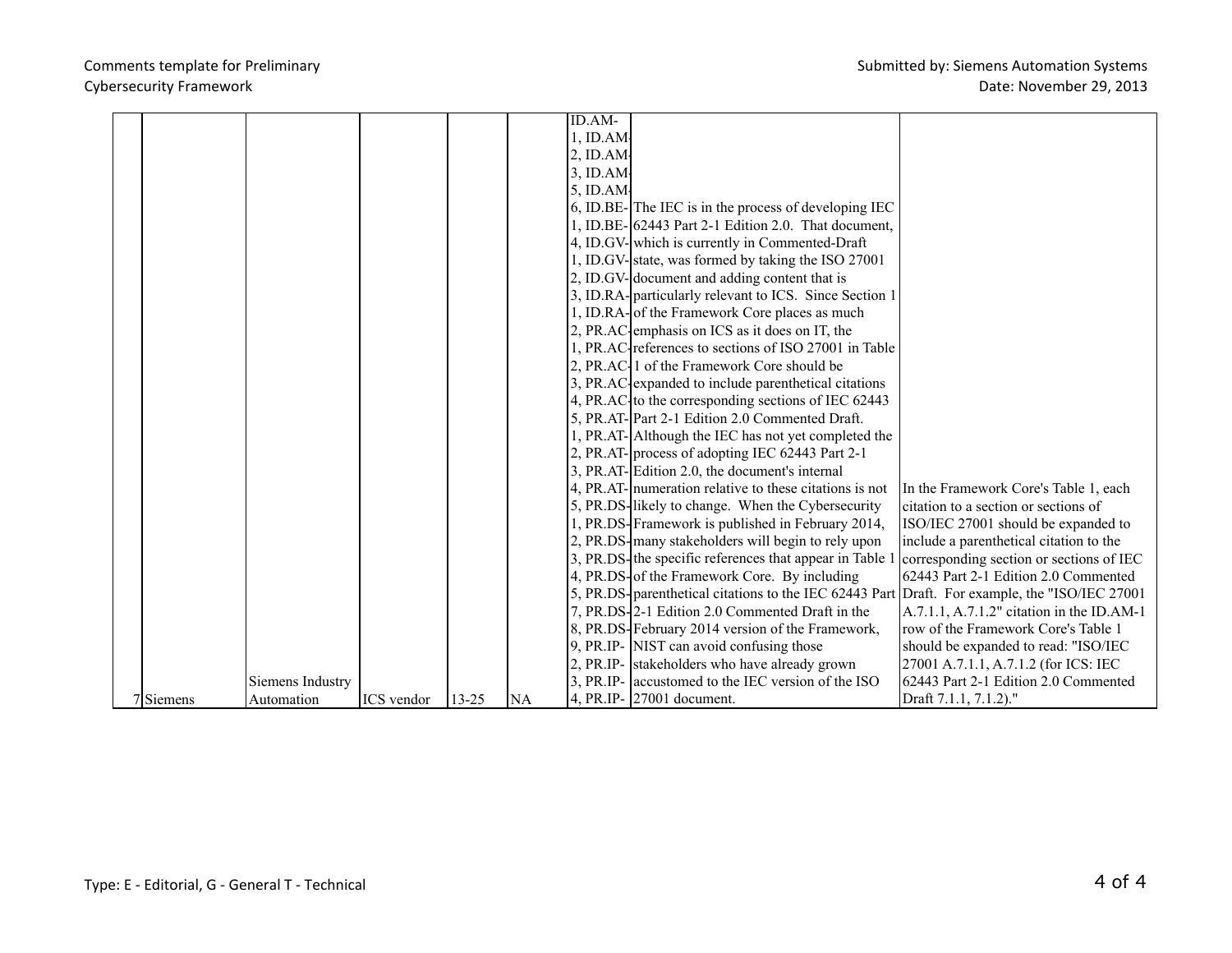| | | | | | | | | |
|---|---|---|---|---|---|---|---|---|
| 7 | Siemens | Siemens Industry Automation | ICS vendor | 13-25 | NA | ID.AM-1, ID.AM-2, ID.AM-3, ID.AM-5, ID.AM-6, ID.BE-1, ID.BE-4, ID.GV-1, ID.GV-2, ID.GV-3, ID.RA-1, ID.RA-2, PR.AC-1, PR.AC-2, PR.AC-3, PR.AC-4, PR.AC-5, PR.AT-1, PR.AT-2, PR.AT-3, PR.AT-4, PR.AT-5, PR.DS-1, PR.DS-2, PR.DS-3, PR.DS-4, PR.DS-5, PR.DS-7, PR.DS-8, PR.DS-9, PR.IP-2, PR.IP-3, PR.IP-4, PR.IP- | The IEC is in the process of developing IEC 62443 Part 2-1 Edition 2.0. That document, which is currently in Commented-Draft state, was formed by taking the ISO 27001 document and adding content that is particularly relevant to ICS. Since Section 1 of the Framework Core places as much emphasis on ICS as it does on IT, the references to sections of ISO 27001 in Table 1 of the Framework Core should be expanded to include parenthetical citations to the corresponding sections of IEC 62443 Part 2-1 Edition 2.0 Commented Draft. Although the IEC has not yet completed the process of adopting IEC 62443 Part 2-1 Edition 2.0, the document's internal numeration relative to these citations is not likely to change. When the Cybersecurity Framework is published in February 2014, many stakeholders will begin to rely upon the specific references that appear in Table 1 of the Framework Core. By including parenthetical citations to the IEC 62443 Part 2-1 Edition 2.0 Commented Draft in the February 2014 version of the Framework, NIST can avoid confusing those stakeholders who have already grown accustomed to the IEC version of the ISO 27001 document. | In the Framework Core's Table 1, each citation to a section or sections of ISO/IEC 27001 should be expanded to include a parenthetical citation to the corresponding section or sections of IEC 62443 Part 2-1 Edition 2.0 Commented Draft. For example, the "ISO/IEC 27001 A.7.1.1, A.7.1.2" citation in the ID.AM-1 row of the Framework Core's Table 1 should be expanded to read: "ISO/IEC 27001 A.7.1.1, A.7.1.2 (for ICS: IEC 62443 Part 2-1 Edition 2.0 Commented Draft 7.1.1, 7.1.2)." |

Type: E - Editorial, G - General T - Technical